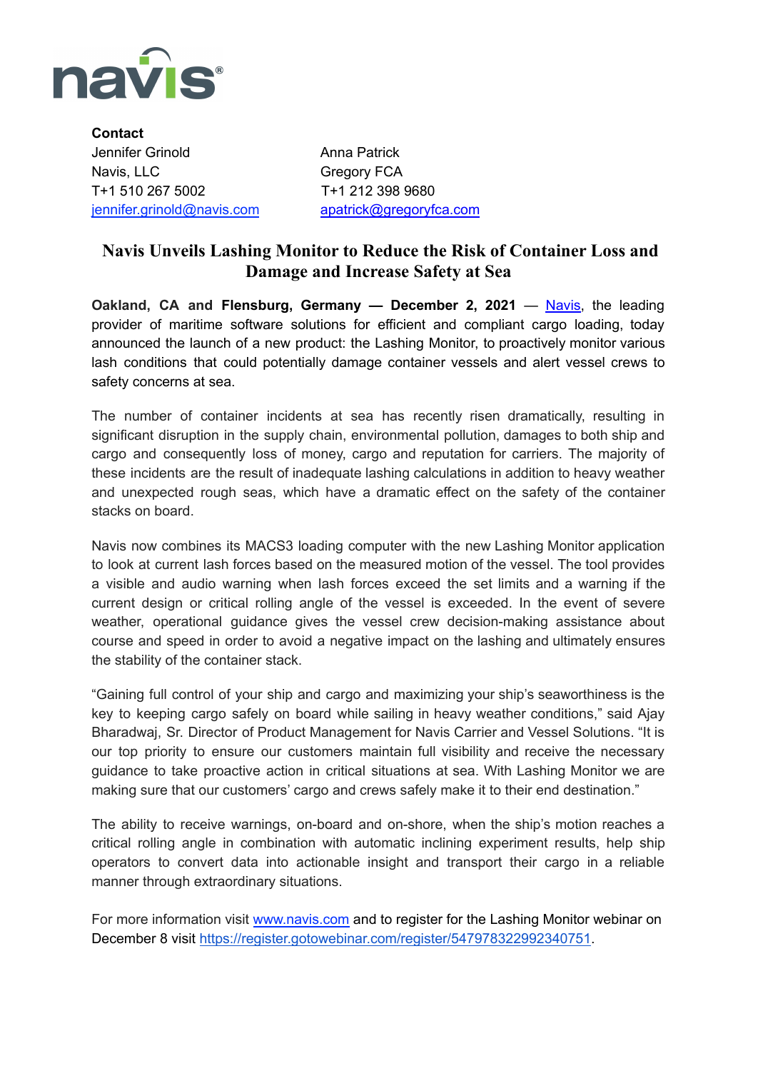**Contact**

Jennifer Grinold
Navis, LLC
T+1 510 267 5002
jennifer.grinold@navis.com

Anna Patrick
Gregory FCA
T+1 212 398 9680
apatrick@gregoryfca.com

# Navis Unveils Lashing Monitor to Reduce the Risk of Container Loss and Damage and Increase Safety at Sea

**Oakland, CA** and **Flensburg, Germany — December 2, 2021** — Navis, the leading provider of maritime software solutions for efficient and compliant cargo loading, today announced the launch of a new product: the Lashing Monitor, to proactively monitor various lash conditions that could potentially damage container vessels and alert vessel crews to safety concerns at sea.

The number of container incidents at sea has recently risen dramatically, resulting in significant disruption in the supply chain, environmental pollution, damages to both ship and cargo and consequently loss of money, cargo and reputation for carriers. The majority of these incidents are the result of inadequate lashing calculations in addition to heavy weather and unexpected rough seas, which have a dramatic effect on the safety of the container stacks on board.

Navis now combines its MACS3 loading computer with the new Lashing Monitor application to look at current lash forces based on the measured motion of the vessel. The tool provides a visible and audio warning when lash forces exceed the set limits and a warning if the current design or critical rolling angle of the vessel is exceeded. In the event of severe weather, operational guidance gives the vessel crew decision-making assistance about course and speed in order to avoid a negative impact on the lashing and ultimately ensures the stability of the container stack.

"Gaining full control of your ship and cargo and maximizing your ship's seaworthiness is the key to keeping cargo safely on board while sailing in heavy weather conditions," said Ajay Bharadwaj, Sr. Director of Product Management for Navis Carrier and Vessel Solutions. "It is our top priority to ensure our customers maintain full visibility and receive the necessary guidance to take proactive action in critical situations at sea. With Lashing Monitor we are making sure that our customers' cargo and crews safely make it to their end destination."

The ability to receive warnings, on-board and on-shore, when the ship's motion reaches a critical rolling angle in combination with automatic inclining experiment results, help ship operators to convert data into actionable insight and transport their cargo in a reliable manner through extraordinary situations.

For more information visit www.navis.com and to register for the Lashing Monitor webinar on December 8 visit https://register.gotowebinar.com/register/547978322992340751.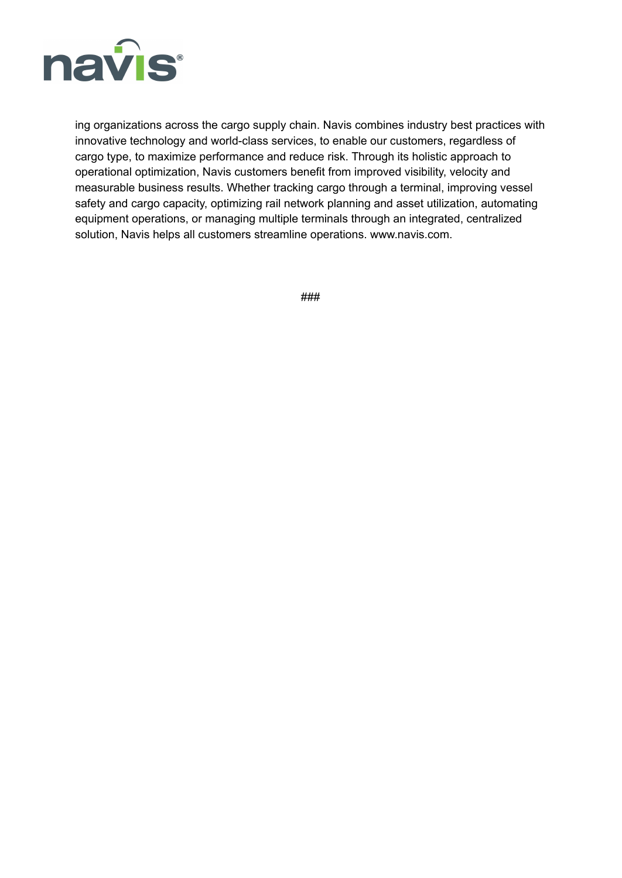ing organizations across the cargo supply chain. Navis combines industry best practices with innovative technology and world-class services, to enable our customers, regardless of cargo type, to maximize performance and reduce risk. Through its holistic approach to operational optimization, Navis customers benefit from improved visibility, velocity and measurable business results. Whether tracking cargo through a terminal, improving vessel safety and cargo capacity, optimizing rail network planning and asset utilization, automating equipment operations, or managing multiple terminals through an integrated, centralized solution, Navis helps all customers streamline operations. www.navis.com.

###